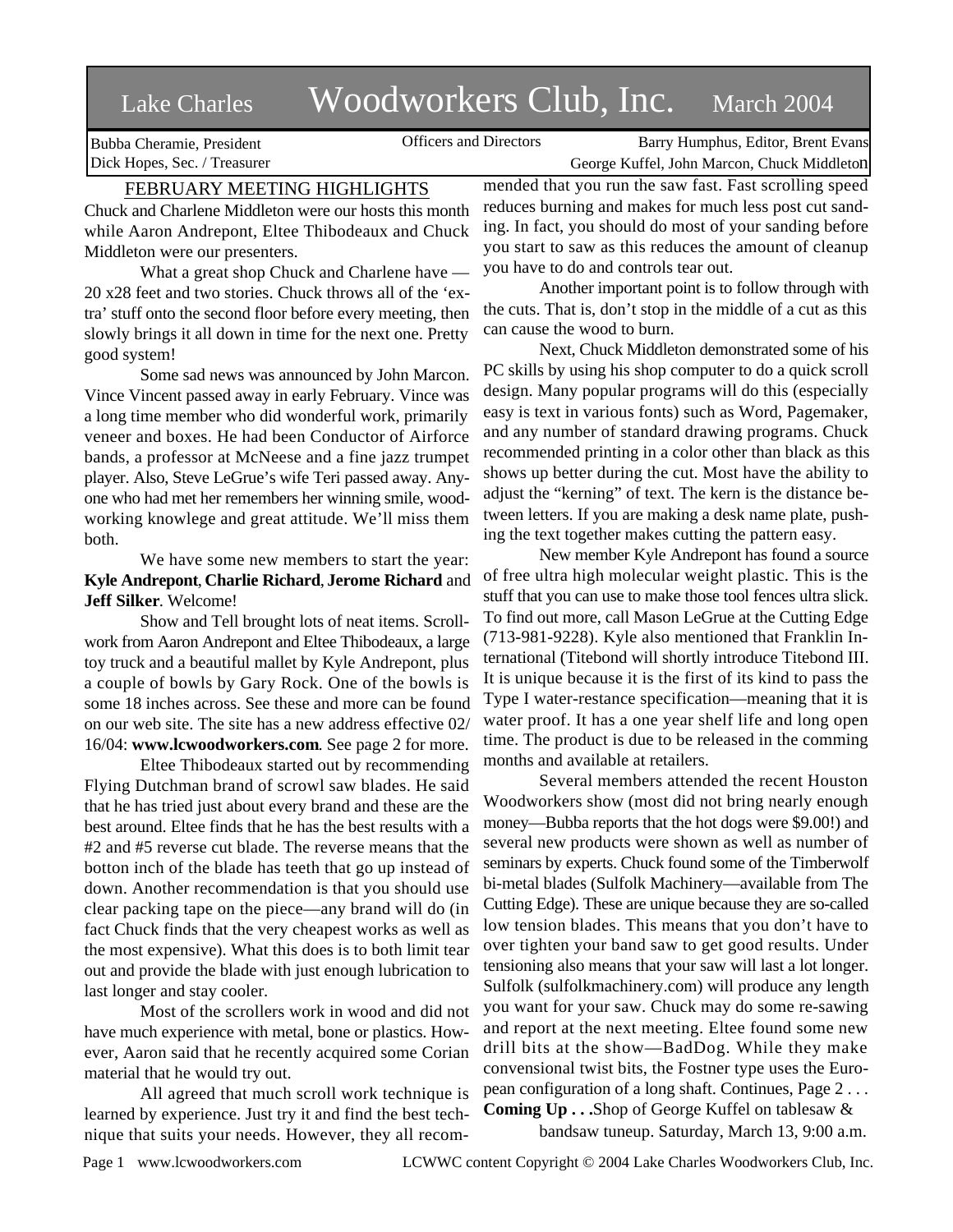# Lake Charles Woodworkers Club, Inc. March 2004

Bubba Cheramie, President
Dick Hopes, Sec. / Treasurer

Officers and Directors

Barry Humphus, Editor, Brent Evans
George Kuffel, John Marcon, Chuck Middleton

## FEBRUARY MEETING HIGHLIGHTS

Chuck and Charlene Middleton were our hosts this month while Aaron Andrepont, Eltee Thibodeaux and Chuck Middleton were our presenters.

What a great shop Chuck and Charlene have — 20 x28 feet and two stories. Chuck throws all of the 'extra' stuff onto the second floor before every meeting, then slowly brings it all down in time for the next one. Pretty good system!

Some sad news was announced by John Marcon. Vince Vincent passed away in early February. Vince was a long time member who did wonderful work, primarily veneer and boxes. He had been Conductor of Airforce bands, a professor at McNeese and a fine jazz trumpet player. Also, Steve LeGrue's wife Teri passed away. Anyone who had met her remembers her winning smile, woodworking knowlege and great attitude. We'll miss them both.

We have some new members to start the year: **Kyle Andrepont**, **Charlie Richard**, **Jerome Richard** and **Jeff Silker**. Welcome!

Show and Tell brought lots of neat items. Scrollwork from Aaron Andrepont and Eltee Thibodeaux, a large toy truck and a beautiful mallet by Kyle Andrepont, plus a couple of bowls by Gary Rock. One of the bowls is some 18 inches across. See these and more can be found on our web site. The site has a new address effective 02/16/04: **www.lcwoodworkers.com**. See page 2 for more.

Eltee Thibodeaux started out by recommending Flying Dutchman brand of scrowl saw blades. He said that he has tried just about every brand and these are the best around. Eltee finds that he has the best results with a #2 and #5 reverse cut blade. The reverse means that the botton inch of the blade has teeth that go up instead of down. Another recommendation is that you should use clear packing tape on the piece—any brand will do (in fact Chuck finds that the very cheapest works as well as the most expensive). What this does is to both limit tear out and provide the blade with just enough lubrication to last longer and stay cooler.

Most of the scrollers work in wood and did not have much experience with metal, bone or plastics. However, Aaron said that he recently acquired some Corian material that he would try out.

All agreed that much scroll work technique is learned by experience. Just try it and find the best technique that suites your needs. However, they all recommended that you run the saw fast. Fast scrolling speed reduces burning and makes for much less post cut sanding. In fact, you should do most of your sanding before you start to saw as this reduces the amount of cleanup you have to do and controls tear out.

Another important point is to follow through with the cuts. That is, don't stop in the middle of a cut as this can cause the wood to burn.

Next, Chuck Middleton demonstrated some of his PC skills by using his shop computer to do a quick scroll design. Many popular programs will do this (especially easy is text in various fonts) such as Word, Pagemaker, and any number of standard drawing programs. Chuck recommended printing in a color other than black as this shows up better during the cut. Most have the ability to adjust the "kerning" of text. The kern is the distance between letters. If you are making a desk name plate, pushing the text together makes cutting the pattern easy.

New member Kyle Andrepont has found a source of free ultra high molecular weight plastic. This is the stuff that you can use to make those tool fences ultra slick. To find out more, call Mason LeGrue at the Cutting Edge (713-981-9228). Kyle also mentioned that Franklin International (Titebond will shortly introduce Titebond III. It is unique because it is the first of its kind to pass the Type I water-restance specification—meaning that it is water proof. It has a one year shelf life and long open time. The product is due to be released in the comming months and available at retailers.

Several members attended the recent Houston Woodworkers show (most did not bring nearly enough money—Bubba reports that the hot dogs were $9.00!) and several new products were shown as well as number of seminars by experts. Chuck found some of the Timberwolf bi-metal blades (Sulfolk Machinery—available from The Cutting Edge). These are unique because they are so-called low tension blades. This means that you don't have to over tighten your band saw to get good results. Under tensioning also means that your saw will last a lot longer. Sulfolk (sulfolkmachinery.com) will produce any length you want for your saw. Chuck may do some re-sawing and report at the next meeting. Eltee found some new drill bits at the show—BadDog. While they make convensional twist bits, the Fostner type uses the European configuration of a long shaft. Continues, Page 2 . . .

**Coming Up . . .** Shop of George Kuffel on tablesaw & bandsaw tuneup. Saturday, March 13, 9:00 a.m.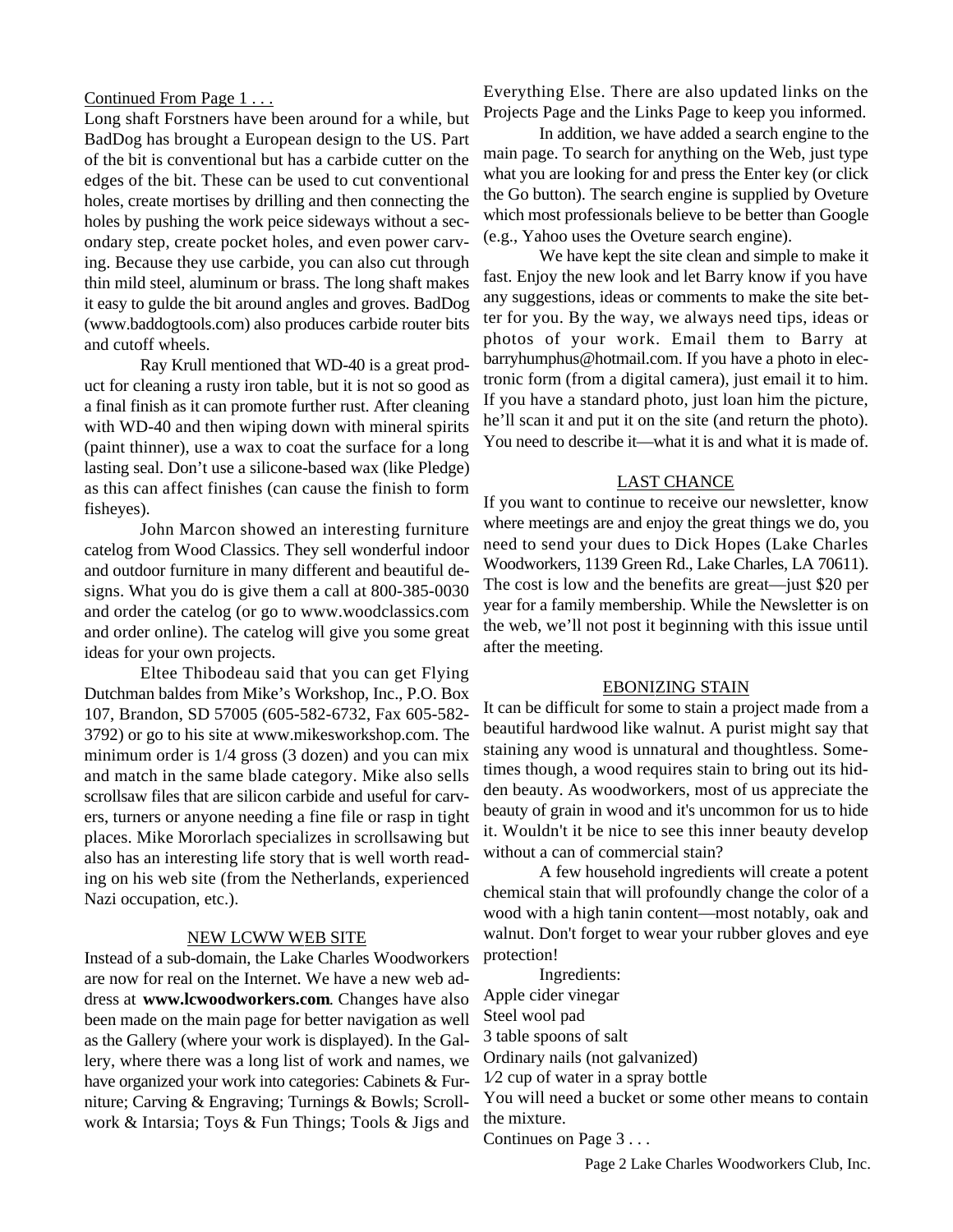Continued From Page 1 . . .

Long shaft Forstners have been around for a while, but BadDog has brought a European design to the US. Part of the bit is conventional but has a carbide cutter on the edges of the bit. These can be used to cut conventional holes, create mortises by drilling and then connecting the holes by pushing the work peice sideways without a secondary step, create pocket holes, and even power carving. Because they use carbide, you can also cut through thin mild steel, aluminum or brass. The long shaft makes it easy to gulde the bit around angles and groves. BadDog (www.baddogtools.com) also produces carbide router bits and cutoff wheels.

Ray Krull mentioned that WD-40 is a great product for cleaning a rusty iron table, but it is not so good as a final finish as it can promote further rust. After cleaning with WD-40 and then wiping down with mineral spirits (paint thinner), use a wax to coat the surface for a long lasting seal. Don't use a silicone-based wax (like Pledge) as this can affect finishes (can cause the finish to form fisheyes).

John Marcon showed an interesting furniture catelog from Wood Classics. They sell wonderful indoor and outdoor furniture in many different and beautiful designs. What you do is give them a call at 800-385-0030 and order the catelog (or go to www.woodclassics.com and order online). The catelog will give you some great ideas for your own projects.

Eltee Thibodeau said that you can get Flying Dutchman baldes from Mike's Workshop, Inc., P.O. Box 107, Brandon, SD 57005 (605-582-6732, Fax 605-582-3792) or go to his site at www.mikesworkshop.com. The minimum order is 1/4 gross (3 dozen) and you can mix and match in the same blade category. Mike also sells scrollsaw files that are silicon carbide and useful for carvers, turners or anyone needing a fine file or rasp in tight places. Mike Mororlach specializes in scrollsawing but also has an interesting life story that is well worth reading on his web site (from the Netherlands, experienced Nazi occupation, etc.).

## NEW LCWW WEB SITE

Instead of a sub-domain, the Lake Charles Woodworkers are now for real on the Internet. We have a new web address at **www.lcwoodworkers.com**. Changes have also been made on the main page for better navigation as well as the Gallery (where your work is displayed). In the Gallery, where there was a long list of work and names, we have organized your work into categories: Cabinets & Furniture; Carving & Engraving; Turnings & Bowls; Scrollwork & Intarsia; Toys & Fun Things; Tools & Jigs and Everything Else. There are also updated links on the Projects Page and the Links Page to keep you informed.

In addition, we have added a search engine to the main page. To search for anything on the Web, just type what you are looking for and press the Enter key (or click the Go button). The search engine is supplied by Oveture which most professionals believe to be better than Google (e.g., Yahoo uses the Oveture search engine).

We have kept the site clean and simple to make it fast. Enjoy the new look and let Barry know if you have any suggestions, ideas or comments to make the site better for you. By the way, we always need tips, ideas or photos of your work. Email them to Barry at barryhumphus@hotmail.com. If you have a photo in electronic form (from a digital camera), just email it to him. If you have a standard photo, just loan him the picture, he'll scan it and put it on the site (and return the photo). You need to describe it—what it is and what it is made of.

## LAST CHANCE

If you want to continue to receive our newsletter, know where meetings are and enjoy the great things we do, you need to send your dues to Dick Hopes (Lake Charles Woodworkers, 1139 Green Rd., Lake Charles, LA 70611). The cost is low and the benefits are great—just $20 per year for a family membership. While the Newsletter is on the web, we'll not post it beginning with this issue until after the meeting.

## EBONIZING STAIN

It can be difficult for some to stain a project made from a beautiful hardwood like walnut. A purist might say that staining any wood is unnatural and thoughtless. Sometimes though, a wood requires stain to bring out its hidden beauty. As woodworkers, most of us appreciate the beauty of grain in wood and it's uncommon for us to hide it. Wouldn't it be nice to see this inner beauty develop without a can of commercial stain?

A few household ingredients will create a potent chemical stain that will profoundly change the color of a wood with a high tanin content—most notably, oak and walnut. Don't forget to wear your rubber gloves and eye protection!

Ingredients:

Apple cider vinegar

Steel wool pad

3 table spoons of salt

Ordinary nails (not galvanized)

1⁄2 cup of water in a spray bottle

You will need a bucket or some other means to contain the mixture.

Continues on Page 3 . . .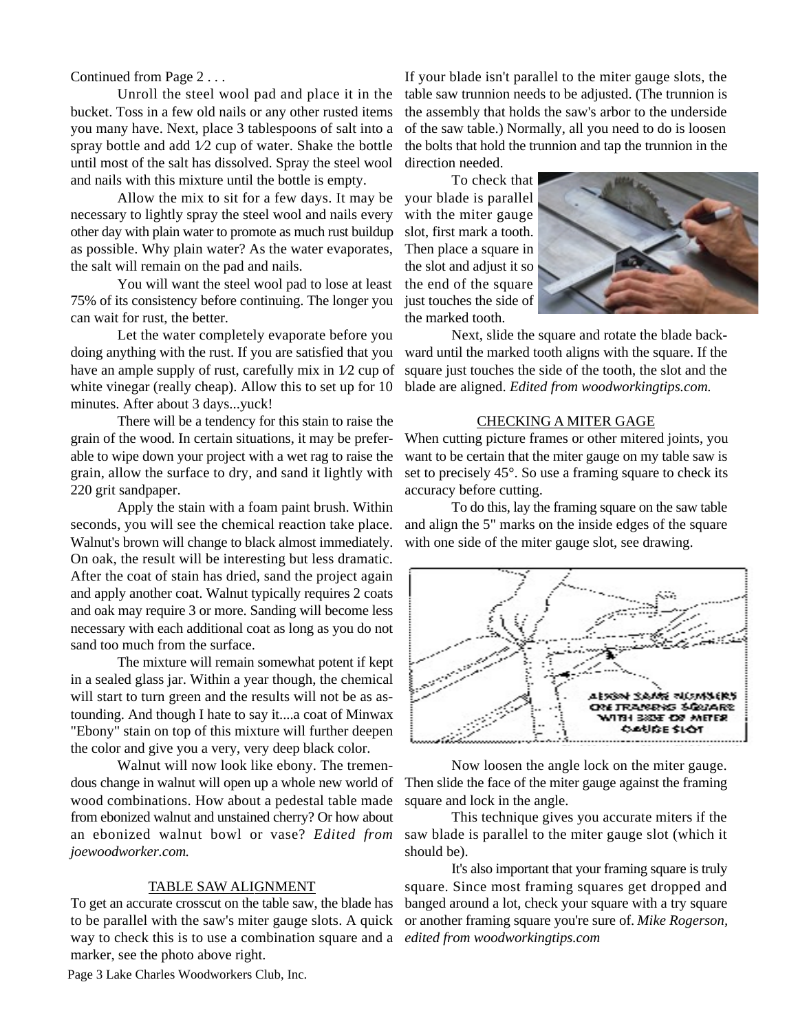Continued from Page 2 . . .

Unroll the steel wool pad and place it in the bucket. Toss in a few old nails or any other rusted items you many have. Next, place 3 tablespoons of salt into a spray bottle and add 1⁄2 cup of water. Shake the bottle until most of the salt has dissolved. Spray the steel wool and nails with this mixture until the bottle is empty.

Allow the mix to sit for a few days. It may be necessary to lightly spray the steel wool and nails every other day with plain water to promote as much rust buildup as possible. Why plain water? As the water evaporates, the salt will remain on the pad and nails.

You will want the steel wool pad to lose at least 75% of its consistency before continuing. The longer you can wait for rust, the better.

Let the water completely evaporate before you doing anything with the rust. If you are satisfied that you have an ample supply of rust, carefully mix in 1⁄2 cup of white vinegar (really cheap). Allow this to set up for 10 minutes. After about 3 days...yuck!

There will be a tendency for this stain to raise the grain of the wood. In certain situations, it may be preferable to wipe down your project with a wet rag to raise the grain, allow the surface to dry, and sand it lightly with 220 grit sandpaper.

Apply the stain with a foam paint brush. Within seconds, you will see the chemical reaction take place. Walnut's brown will change to black almost immediately. On oak, the result will be interesting but less dramatic. After the coat of stain has dried, sand the project again and apply another coat. Walnut typically requires 2 coats and oak may require 3 or more. Sanding will become less necessary with each additional coat as long as you do not sand too much from the surface.

The mixture will remain somewhat potent if kept in a sealed glass jar. Within a year though, the chemical will start to turn green and the results will not be as astounding. And though I hate to say it....a coat of Minwax "Ebony" stain on top of this mixture will further deepen the color and give you a very, very deep black color.

Walnut will now look like ebony. The tremendous change in walnut will open up a whole new world of wood combinations. How about a pedestal table made from ebonized walnut and unstained cherry? Or how about an ebonized walnut bowl or vase? *Edited from joewoodworker.com.*

## TABLE SAW ALIGNMENT

To get an accurate crosscut on the table saw, the blade has to be parallel with the saw's miter gauge slots. A quick way to check this is to use a combination square and a marker, see the photo above right.

If your blade isn't parallel to the miter gauge slots, the table saw trunnion needs to be adjusted. (The trunnion is the assembly that holds the saw's arbor to the underside of the saw table.) Normally, all you need to do is loosen the bolts that hold the trunnion and tap the trunnion in the direction needed.

To check that your blade is parallel with the miter gauge slot, first mark a tooth. Then place a square in the slot and adjust it so the end of the square just touches the side of the marked tooth.

Next, slide the square and rotate the blade backward until the marked tooth aligns with the square. If the square just touches the side of the tooth, the slot and the blade are aligned. *Edited from woodworkingtips.com.*

## CHECKING A MITER GAGE

When cutting picture frames or other mitered joints, you want to be certain that the miter gauge on my table saw is set to precisely 45°. So use a framing square to check its accuracy before cutting.

To do this, lay the framing square on the saw table and align the 5" marks on the inside edges of the square with one side of the miter gauge slot, see drawing.

ALIGN SAME NUMBERS ON FRAMING SQUARE WITH SIDE OF MITER GAUGE SLOT

Now loosen the angle lock on the miter gauge. Then slide the face of the miter gauge against the framing square and lock in the angle.

This technique gives you accurate miters if the saw blade is parallel to the miter gauge slot (which it should be).

It's also important that your framing square is truly square. Since most framing squares get dropped and banged around a lot, check your square with a try square or another framing square you're sure of. *Mike Rogerson, edited from woodworkingtips.com*